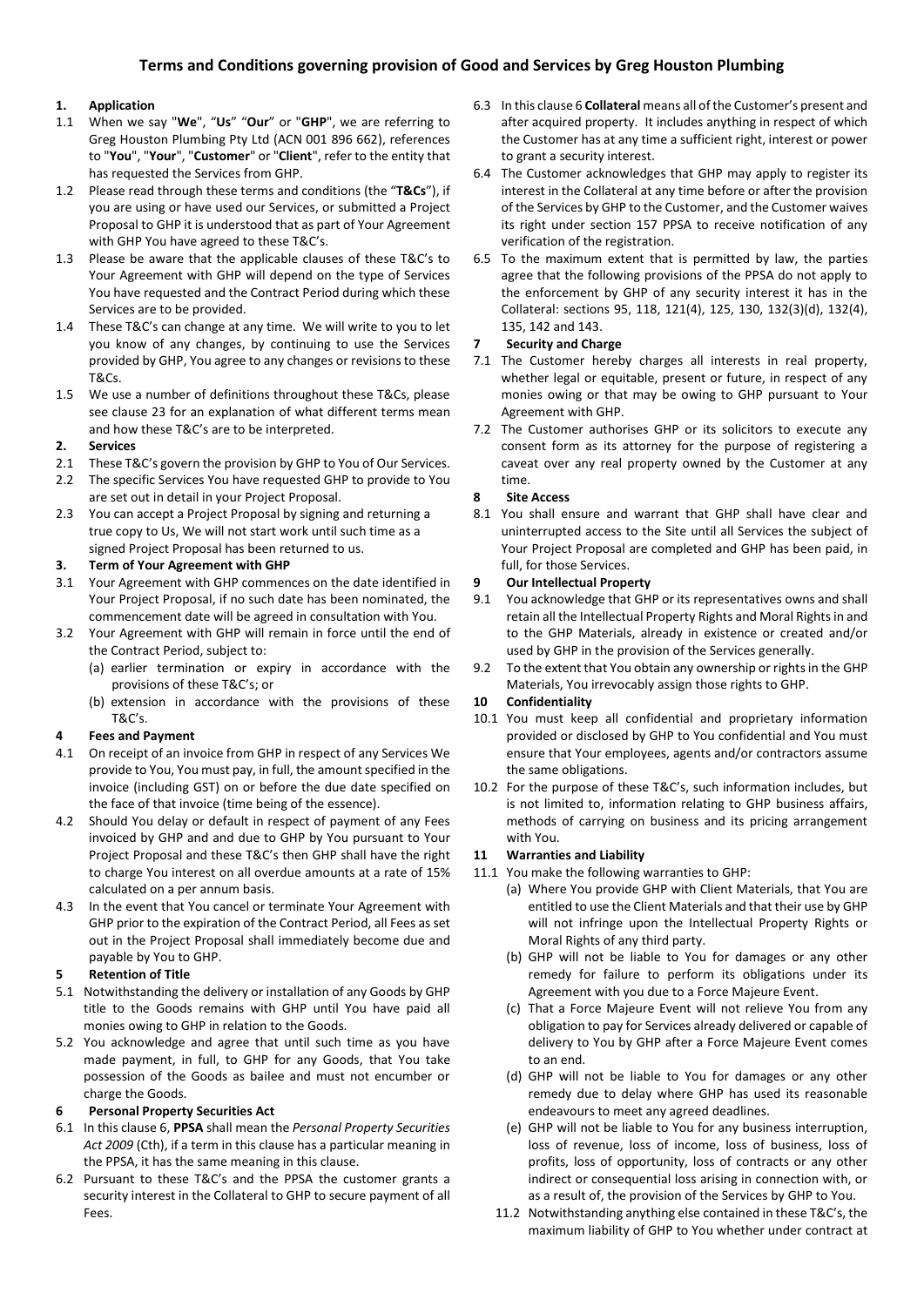# Terms and Conditions governing provision of Good and Services by Greg Houston Plumbing

## 1. Application

1.1 When we say "**We**", "**Us**" "**Our**" or "**GHP**", we are referring to Greg Houston Plumbing Pty Ltd (ACN 001 896 662), references to "**You**", "**Your**", "**Customer**" or "**Client**", refer to the entity that has requested the Services from GHP.

1.2 Please read through these terms and conditions (the "**T&Cs**"), if you are using or have used our Services, or submitted a Project Proposal to GHP it is understood that as part of Your Agreement with GHP You have agreed to these T&C's.

1.3 Please be aware that the applicable clauses of these T&C's to Your Agreement with GHP will depend on the type of Services You have requested and the Contract Period during which these Services are to be provided.

1.4 These T&C's can change at any time. We will write to you to let you know of any changes, by continuing to use the Services provided by GHP, You agree to any changes or revisions to these T&Cs.

1.5 We use a number of definitions throughout these T&Cs, please see clause 23 for an explanation of what different terms mean and how these T&C's are to be interpreted.

## 2. Services

2.1 These T&C's govern the provision by GHP to You of Our Services.

2.2 The specific Services You have requested GHP to provide to You are set out in detail in your Project Proposal.

2.3 You can accept a Project Proposal by signing and returning a true copy to Us, We will not start work until such time as a signed Project Proposal has been returned to us.

## 3. Term of Your Agreement with GHP

3.1 Your Agreement with GHP commences on the date identified in Your Project Proposal, if no such date has been nominated, the commencement date will be agreed in consultation with You.

3.2 Your Agreement with GHP will remain in force until the end of the Contract Period, subject to:

(a) earlier termination or expiry in accordance with the provisions of these T&C's; or

(b) extension in accordance with the provisions of these T&C's.

## 4 Fees and Payment

4.1 On receipt of an invoice from GHP in respect of any Services We provide to You, You must pay, in full, the amount specified in the invoice (including GST) on or before the due date specified on the face of that invoice (time being of the essence).

4.2 Should You delay or default in respect of payment of any Fees invoiced by GHP and and due to GHP by You pursuant to Your Project Proposal and these T&C's then GHP shall have the right to charge You interest on all overdue amounts at a rate of 15% calculated on a per annum basis.

4.3 In the event that You cancel or terminate Your Agreement with GHP prior to the expiration of the Contract Period, all Fees as set out in the Project Proposal shall immediately become due and payable by You to GHP.

## 5 Retention of Title

5.1 Notwithstanding the delivery or installation of any Goods by GHP title to the Goods remains with GHP until You have paid all monies owing to GHP in relation to the Goods.

5.2 You acknowledge and agree that until such time as you have made payment, in full, to GHP for any Goods, that You take possession of the Goods as bailee and must not encumber or charge the Goods.

## 6 Personal Property Securities Act

6.1 In this clause 6, **PPSA** shall mean the *Personal Property Securities Act 2009* (Cth), if a term in this clause has a particular meaning in the PPSA, it has the same meaning in this clause.

6.2 Pursuant to these T&C's and the PPSA the customer grants a security interest in the Collateral to GHP to secure payment of all Fees.

6.3 In this clause 6 **Collateral** means all of the Customer's present and after acquired property. It includes anything in respect of which the Customer has at any time a sufficient right, interest or power to grant a security interest.

6.4 The Customer acknowledges that GHP may apply to register its interest in the Collateral at any time before or after the provision of the Services by GHP to the Customer, and the Customer waives its right under section 157 PPSA to receive notification of any verification of the registration.

6.5 To the maximum extent that is permitted by law, the parties agree that the following provisions of the PPSA do not apply to the enforcement by GHP of any security interest it has in the Collateral: sections 95, 118, 121(4), 125, 130, 132(3)(d), 132(4), 135, 142 and 143.

## 7 Security and Charge

7.1 The Customer hereby charges all interests in real property, whether legal or equitable, present or future, in respect of any monies owing or that may be owing to GHP pursuant to Your Agreement with GHP.

7.2 The Customer authorises GHP or its solicitors to execute any consent form as its attorney for the purpose of registering a caveat over any real property owned by the Customer at any time.

## 8 Site Access

8.1 You shall ensure and warrant that GHP shall have clear and uninterrupted access to the Site until all Services the subject of Your Project Proposal are completed and GHP has been paid, in full, for those Services.

## 9 Our Intellectual Property

9.1 You acknowledge that GHP or its representatives owns and shall retain all the Intellectual Property Rights and Moral Rights in and to the GHP Materials, already in existence or created and/or used by GHP in the provision of the Services generally.

9.2 To the extent that You obtain any ownership or rights in the GHP Materials, You irrevocably assign those rights to GHP.

## 10 Confidentiality

10.1 You must keep all confidential and proprietary information provided or disclosed by GHP to You confidential and You must ensure that Your employees, agents and/or contractors assume the same obligations.

10.2 For the purpose of these T&C's, such information includes, but is not limited to, information relating to GHP business affairs, methods of carrying on business and its pricing arrangement with You.

## 11 Warranties and Liability

11.1 You make the following warranties to GHP:

(a) Where You provide GHP with Client Materials, that You are entitled to use the Client Materials and that their use by GHP will not infringe upon the Intellectual Property Rights or Moral Rights of any third party.

(b) GHP will not be liable to You for damages or any other remedy for failure to perform its obligations under its Agreement with you due to a Force Majeure Event.

(c) That a Force Majeure Event will not relieve You from any obligation to pay for Services already delivered or capable of delivery to You by GHP after a Force Majeure Event comes to an end.

(d) GHP will not be liable to You for damages or any other remedy due to delay where GHP has used its reasonable endeavours to meet any agreed deadlines.

(e) GHP will not be liable to You for any business interruption, loss of revenue, loss of income, loss of business, loss of profits, loss of opportunity, loss of contracts or any other indirect or consequential loss arising in connection with, or as a result of, the provision of the Services by GHP to You.

11.2 Notwithstanding anything else contained in these T&C's, the maximum liability of GHP to You whether under contract at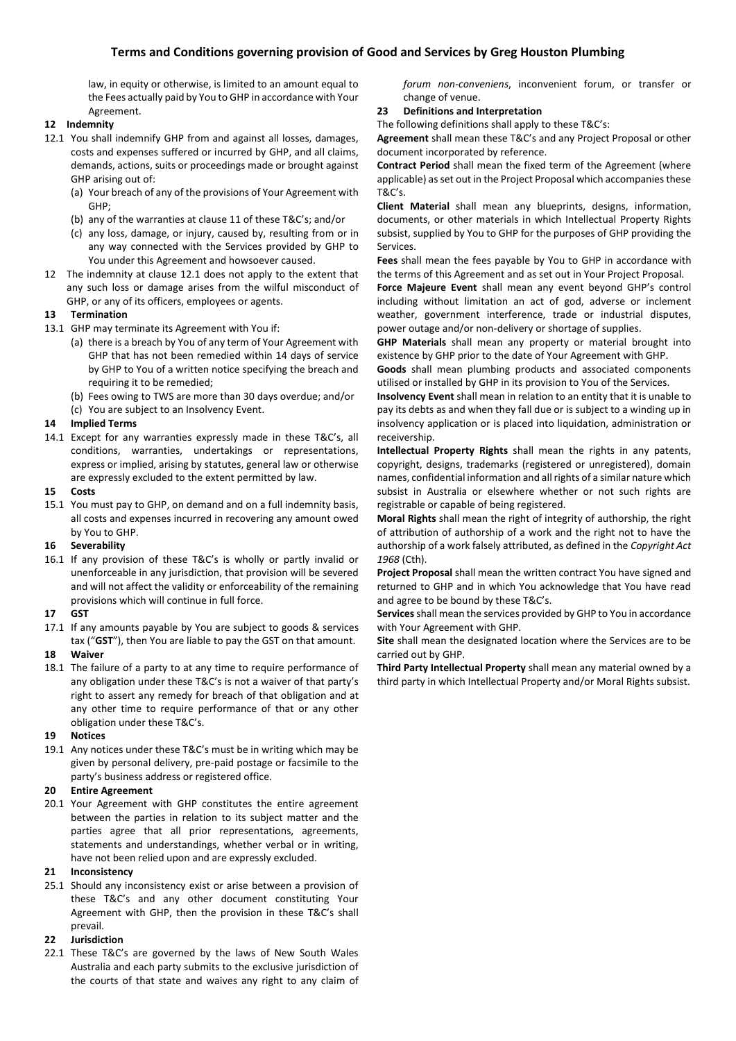law, in equity or otherwise, is limited to an amount equal to the Fees actually paid by You to GHP in accordance with Your Agreement.

**12 Indemnity**

12.1 You shall indemnify GHP from and against all losses, damages, costs and expenses suffered or incurred by GHP, and all claims, demands, actions, suits or proceedings made or brought against GHP arising out of:

(a) Your breach of any of the provisions of Your Agreement with GHP;

(b) any of the warranties at clause 11 of these T&C's; and/or

(c) any loss, damage, or injury, caused by, resulting from or in any way connected with the Services provided by GHP to You under this Agreement and howsoever caused.

12 The indemnity at clause 12.1 does not apply to the extent that any such loss or damage arises from the wilful misconduct of GHP, or any of its officers, employees or agents.

**13 Termination**

13.1 GHP may terminate its Agreement with You if:

(a) there is a breach by You of any term of Your Agreement with GHP that has not been remedied within 14 days of service by GHP to You of a written notice specifying the breach and requiring it to be remedied;

(b) Fees owing to TWS are more than 30 days overdue; and/or

(c) You are subject to an Insolvency Event.

**14 Implied Terms**

14.1 Except for any warranties expressly made in these T&C's, all conditions, warranties, undertakings or representations, express or implied, arising by statutes, general law or otherwise are expressly excluded to the extent permitted by law.

**15 Costs**

15.1 You must pay to GHP, on demand and on a full indemnity basis, all costs and expenses incurred in recovering any amount owed by You to GHP.

**16 Severability**

16.1 If any provision of these T&C's is wholly or partly invalid or unenforceable in any jurisdiction, that provision will be severed and will not affect the validity or enforceability of the remaining provisions which will continue in full force.

**17 GST**

17.1 If any amounts payable by You are subject to goods & services tax ("**GST**"), then You are liable to pay the GST on that amount.

**18 Waiver**

18.1 The failure of a party to at any time to require performance of any obligation under these T&C's is not a waiver of that party's right to assert any remedy for breach of that obligation and at any other time to require performance of that or any other obligation under these T&C's.

**19 Notices**

19.1 Any notices under these T&C's must be in writing which may be given by personal delivery, pre-paid postage or facsimile to the party's business address or registered office.

**20 Entire Agreement**

20.1 Your Agreement with GHP constitutes the entire agreement between the parties in relation to its subject matter and the parties agree that all prior representations, agreements, statements and understandings, whether verbal or in writing, have not been relied upon and are expressly excluded.

**21 Inconsistency**

25.1 Should any inconsistency exist or arise between a provision of these T&C's and any other document constituting Your Agreement with GHP, then the provision in these T&C's shall prevail.

**22 Jurisdiction**

22.1 These T&C's are governed by the laws of New South Wales Australia and each party submits to the exclusive jurisdiction of the courts of that state and waives any right to any claim of *forum non-conveniens*, inconvenient forum, or transfer or change of venue.

**23 Definitions and Interpretation**

The following definitions shall apply to these T&C's:

**Agreement** shall mean these T&C's and any Project Proposal or other document incorporated by reference.

**Contract Period** shall mean the fixed term of the Agreement (where applicable) as set out in the Project Proposal which accompanies these T&C's.

**Client Material** shall mean any blueprints, designs, information, documents, or other materials in which Intellectual Property Rights subsist, supplied by You to GHP for the purposes of GHP providing the Services.

**Fees** shall mean the fees payable by You to GHP in accordance with the terms of this Agreement and as set out in Your Project Proposal.

**Force Majeure Event** shall mean any event beyond GHP's control including without limitation an act of god, adverse or inclement weather, government interference, trade or industrial disputes, power outage and/or non-delivery or shortage of supplies.

**GHP Materials** shall mean any property or material brought into existence by GHP prior to the date of Your Agreement with GHP.

**Goods** shall mean plumbing products and associated components utilised or installed by GHP in its provision to You of the Services.

**Insolvency Event** shall mean in relation to an entity that it is unable to pay its debts as and when they fall due or is subject to a winding up in insolvency application or is placed into liquidation, administration or receivership.

**Intellectual Property Rights** shall mean the rights in any patents, copyright, designs, trademarks (registered or unregistered), domain names, confidential information and all rights of a similar nature which subsist in Australia or elsewhere whether or not such rights are registrable or capable of being registered.

**Moral Rights** shall mean the right of integrity of authorship, the right of attribution of authorship of a work and the right not to have the authorship of a work falsely attributed, as defined in the *Copyright Act 1968* (Cth).

**Project Proposal** shall mean the written contract You have signed and returned to GHP and in which You acknowledge that You have read and agree to be bound by these T&C's.

**Services** shall mean the services provided by GHP to You in accordance with Your Agreement with GHP.

**Site** shall mean the designated location where the Services are to be carried out by GHP.

**Third Party Intellectual Property** shall mean any material owned by a third party in which Intellectual Property and/or Moral Rights subsist.